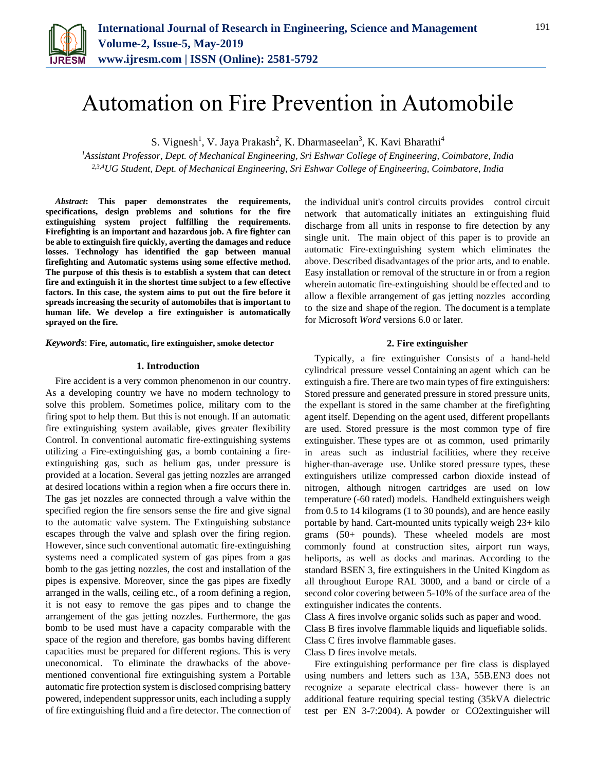# Automation on Fire Prevention in Automobile

S. Vignesh[1], V. Jaya Prakash[2], K. Dharmaseelan[3], K. Kavi Bharathi[4]

[1]*Assistant Professor, Dept. of Mechanical Engineering, Sri Eshwar College of Engineering, Coimbatore, India*
[2,3,4]*UG Student, Dept. of Mechanical Engineering, Sri Eshwar College of Engineering, Coimbatore, India*

***Abstract*: This paper demonstrates the requirements, specifications, design problems and solutions for the fire extinguishing system project fulfilling the requirements. Firefighting is an important and hazardous job. A fire fighter can be able to extinguish fire quickly, averting the damages and reduce losses. Technology has identified the gap between manual firefighting and Automatic systems using some effective method. The purpose of this thesis is to establish a system that can detect fire and extinguish it in the shortest time subject to a few effective factors. In this case, the system aims to put out the fire before it spreads increasing the security of automobiles that is important to human life. We develop a fire extinguisher is automatically sprayed on the fire.**

***Keywords*: Fire, automatic, fire extinguisher, smoke detector**

## 1. Introduction

Fire accident is a very common phenomenon in our country. As a developing country we have no modern technology to solve this problem. Sometimes police, military com to the firing spot to help them. But this is not enough. If an automatic fire extinguishing system available, gives greater flexibility Control. In conventional automatic fire-extinguishing systems utilizing a Fire-extinguishing gas, a bomb containing a fire-extinguishing gas, such as helium gas, under pressure is provided at a location. Several gas jetting nozzles are arranged at desired locations within a region when a fire occurs there in. The gas jet nozzles are connected through a valve within the specified region the fire sensors sense the fire and give signal to the automatic valve system. The Extinguishing substance escapes through the valve and splash over the firing region. However, since such conventional automatic fire-extinguishing systems need a complicated system of gas pipes from a gas bomb to the gas jetting nozzles, the cost and installation of the pipes is expensive. Moreover, since the gas pipes are fixedly arranged in the walls, ceiling etc., of a room defining a region, it is not easy to remove the gas pipes and to change the arrangement of the gas jetting nozzles. Furthermore, the gas bomb to be used must have a capacity comparable with the space of the region and therefore, gas bombs having different capacities must be prepared for different regions. This is very uneconomical. To eliminate the drawbacks of the above-mentioned conventional fire extinguishing system a Portable automatic fire protection system is disclosed comprising battery powered, independent suppressor units, each including a supply of fire extinguishing fluid and a fire detector. The connection of the individual unit's control circuits provides control circuit network that automatically initiates an extinguishing fluid discharge from all units in response to fire detection by any single unit. The main object of this paper is to provide an automatic Fire-extinguishing system which eliminates the above. Described disadvantages of the prior arts, and to enable. Easy installation or removal of the structure in or from a region wherein automatic fire-extinguishing should be effected and to allow a flexible arrangement of gas jetting nozzles according to the size and shape of the region. The document is a template for Microsoft *Word* versions 6.0 or later.

## 2. Fire extinguisher

Typically, a fire extinguisher Consists of a hand-held cylindrical pressure vessel Containing an agent which can be extinguish a fire. There are two main types of fire extinguishers: Stored pressure and generated pressure in stored pressure units, the expellant is stored in the same chamber at the firefighting agent itself. Depending on the agent used, different propellants are used. Stored pressure is the most common type of fire extinguisher. These types are ot as common, used primarily in areas such as industrial facilities, where they receive higher-than-average use. Unlike stored pressure types, these extinguishers utilize compressed carbon dioxide instead of nitrogen, although nitrogen cartridges are used on low temperature (-60 rated) models. Handheld extinguishers weigh from 0.5 to 14 kilograms (1 to 30 pounds), and are hence easily portable by hand. Cart-mounted units typically weigh 23+ kilo grams (50+ pounds). These wheeled models are most commonly found at construction sites, airport run ways, heliports, as well as docks and marinas. According to the standard BSEN 3, fire extinguishers in the United Kingdom as all throughout Europe RAL 3000, and a band or circle of a second color covering between 5-10% of the surface area of the extinguisher indicates the contents.

Class A fires involve organic solids such as paper and wood.
Class B fires involve flammable liquids and liquefiable solids.
Class C fires involve flammable gases.
Class D fires involve metals.

Fire extinguishing performance per fire class is displayed using numbers and letters such as 13A, 55B.EN3 does not recognize a separate electrical class- however there is an additional feature requiring special testing (35kVA dielectric test per EN 3-7:2004). A powder or $CO_2$extinguisher will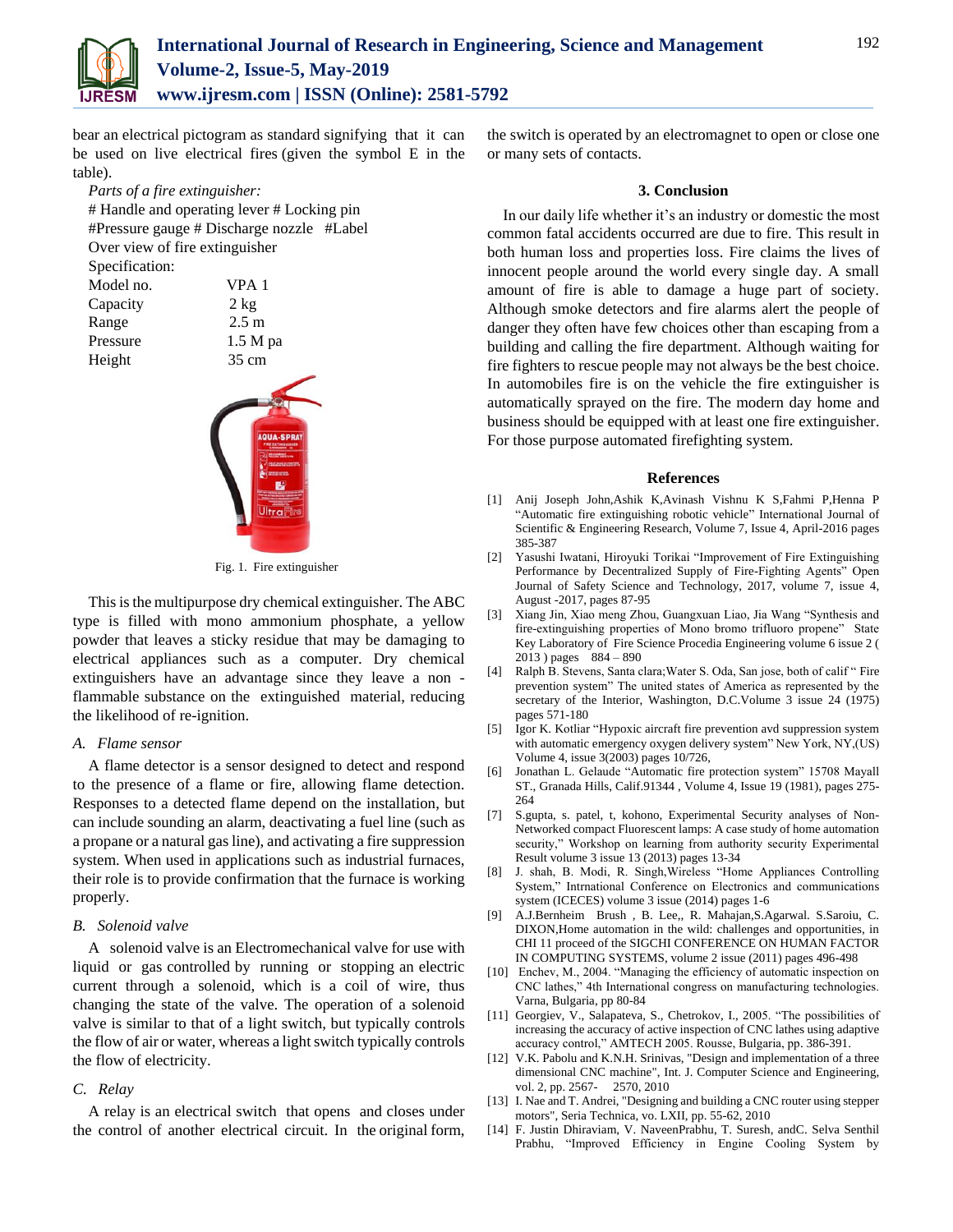bear an electrical pictogram as standard signifying that it can be used on live electrical fires (given the symbol E in the table).

*Parts of a fire extinguisher:*

# Handle and operating lever # Locking pin #Pressure gauge # Discharge nozzle #Label

Over view of fire extinguisher

Specification:

| Model no. | VPA 1 |
|---|---|
| Capacity | 2 kg |
| Range | 2.5 m |
| Pressure | 1.5 M pa |
| Height | 35 cm |

Fig. 1. Fire extinguisher

This is the multipurpose dry chemical extinguisher. The ABC type is filled with mono ammonium phosphate, a yellow powder that leaves a sticky residue that may be damaging to electrical appliances such as a computer. Dry chemical extinguishers have an advantage since they leave a non - flammable substance on the extinguished material, reducing the likelihood of re-ignition.

### A. Flame sensor

A flame detector is a sensor designed to detect and respond to the presence of a flame or fire, allowing flame detection. Responses to a detected flame depend on the installation, but can include sounding an alarm, deactivating a fuel line (such as a propane or a natural gas line), and activating a fire suppression system. When used in applications such as industrial furnaces, their role is to provide confirmation that the furnace is working properly.

### B. Solenoid valve

A solenoid valve is an Electromechanical valve for use with liquid or gas controlled by running or stopping an electric current through a solenoid, which is a coil of wire, thus changing the state of the valve. The operation of a solenoid valve is similar to that of a light switch, but typically controls the flow of air or water, whereas a light switch typically controls the flow of electricity.

### C. Relay

A relay is an electrical switch that opens and closes under the control of another electrical circuit. In the original form, the switch is operated by an electromagnet to open or close one or many sets of contacts.

## 3. Conclusion

In our daily life whether it's an industry or domestic the most common fatal accidents occurred are due to fire. This result in both human loss and properties loss. Fire claims the lives of innocent people around the world every single day. A small amount of fire is able to damage a huge part of society. Although smoke detectors and fire alarms alert the people of danger they often have few choices other than escaping from a building and calling the fire department. Although waiting for fire fighters to rescue people may not always be the best choice. In automobiles fire is on the vehicle the fire extinguisher is automatically sprayed on the fire. The modern day home and business should be equipped with at least one fire extinguisher. For those purpose automated firefighting system.

## References

[1] Anij Joseph John,Ashik K,Avinash Vishnu K S,Fahmi P,Henna P "Automatic fire extinguishing robotic vehicle" International Journal of Scientific & Engineering Research, Volume 7, Issue 4, April-2016 pages 385-387

[2] Yasushi Iwatani, Hiroyuki Torikai "Improvement of Fire Extinguishing Performance by Decentralized Supply of Fire-Fighting Agents" Open Journal of Safety Science and Technology, 2017, volume 7, issue 4, August -2017, pages 87-95

[3] Xiang Jin, Xiao meng Zhou, Guangxuan Liao, Jia Wang "Synthesis and fire-extinguishing properties of Mono bromo trifluoro propene" State Key Laboratory of Fire Science Procedia Engineering volume 6 issue 2 ( 2013 ) pages 884 – 890

[4] Ralph B. Stevens, Santa clara;Water S. Oda, San jose, both of calif " Fire prevention system" The united states of America as represented by the secretary of the Interior, Washington, D.C.Volume 3 issue 24 (1975) pages 571-180

[5] Igor K. Kotliar "Hypoxic aircraft fire prevention avd suppression system with automatic emergency oxygen delivery system" New York, NY,(US) Volume 4, issue 3(2003) pages 10/726,

[6] Jonathan L. Gelaude "Automatic fire protection system" 15708 Mayall ST., Granada Hills, Calif.91344 , Volume 4, Issue 19 (1981), pages 275-264

[7] S.gupta, s. patel, t, kohono, Experimental Security analyses of Non-Networked compact Fluorescent lamps: A case study of home automation security," Workshop on learning from authority security Experimental Result volume 3 issue 13 (2013) pages 13-34

[8] J. shah, B. Modi, R. Singh,Wireless "Home Appliances Controlling System," Intrnational Conference on Electronics and communications system (ICECES) volume 3 issue (2014) pages 1-6

[9] A.J.Bernheim Brush , B. Lee,, R. Mahajan,S.Agarwal. S.Saroiu, C. DIXON,Home automation in the wild: challenges and opportunities, in CHI 11 proceed of the SIGCHI CONFERENCE ON HUMAN FACTOR IN COMPUTING SYSTEMS, volume 2 issue (2011) pages 496-498

[10] Enchev, M., 2004. "Managing the efficiency of automatic inspection on CNC lathes," 4th International congress on manufacturing technologies. Varna, Bulgaria, pp 80-84

[11] Georgiev, V., Salapateva, S., Chetrokov, I., 2005. "The possibilities of increasing the accuracy of active inspection of CNC lathes using adaptive accuracy control," AMTECH 2005. Rousse, Bulgaria, pp. 386-391.

[12] V.K. Pabolu and K.N.H. Srinivas, "Design and implementation of a three dimensional CNC machine", Int. J. Computer Science and Engineering, vol. 2, pp. 2567- 2570, 2010

[13] I. Nae and T. Andrei, "Designing and building a CNC router using stepper motors", Seria Technica, vo. LXII, pp. 55-62, 2010

[14] F. Justin Dhiraviam, V. NaveenPrabhu, T. Suresh, andC. Selva Senthil Prabhu, "Improved Efficiency in Engine Cooling System by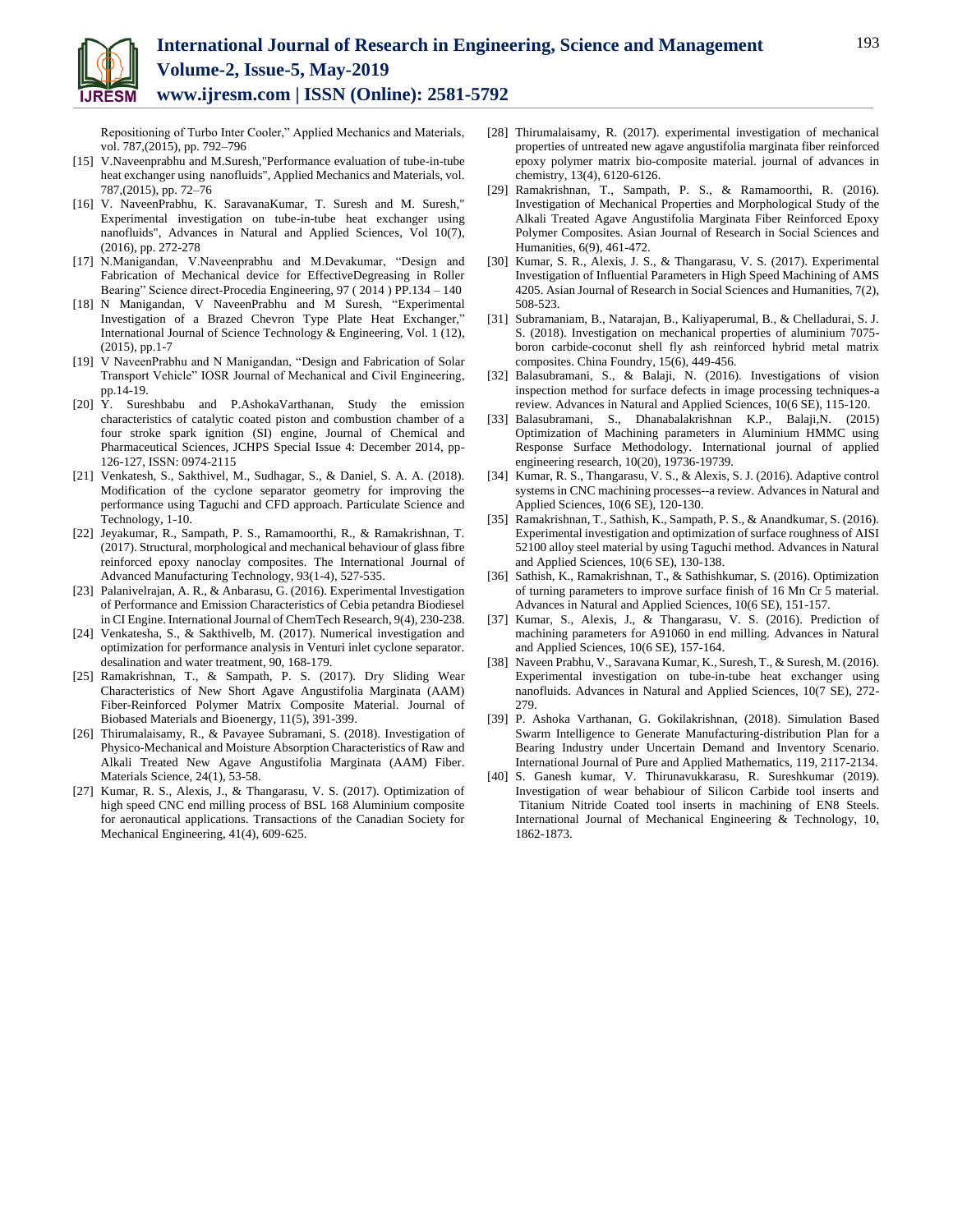Repositioning of Turbo Inter Cooler," Applied Mechanics and Materials, vol. 787,(2015), pp. 792–796

[15] V.Naveenprabhu and M.Suresh,"Performance evaluation of tube-in-tube heat exchanger using nanofluids", Applied Mechanics and Materials, vol. 787,(2015), pp. 72–76

[16] V. NaveenPrabhu, K. SaravanaKumar, T. Suresh and M. Suresh," Experimental investigation on tube-in-tube heat exchanger using nanofluids", Advances in Natural and Applied Sciences, Vol 10(7), (2016), pp. 272-278

[17] N.Manigandan, V.Naveenprabhu and M.Devakumar, "Design and Fabrication of Mechanical device for EffectiveDegreasing in Roller Bearing" Science direct-Procedia Engineering, 97 ( 2014 ) PP.134 – 140

[18] N Manigandan, V NaveenPrabhu and M Suresh, "Experimental Investigation of a Brazed Chevron Type Plate Heat Exchanger," International Journal of Science Technology & Engineering, Vol. 1 (12), (2015), pp.1-7

[19] V NaveenPrabhu and N Manigandan, "Design and Fabrication of Solar Transport Vehicle" IOSR Journal of Mechanical and Civil Engineering, pp.14-19.

[20] Y. Sureshbabu and P.AshokaVarthanan, Study the emission characteristics of catalytic coated piston and combustion chamber of a four stroke spark ignition (SI) engine, Journal of Chemical and Pharmaceutical Sciences, JCHPS Special Issue 4: December 2014, pp-126-127, ISSN: 0974-2115

[21] Venkatesh, S., Sakthivel, M., Sudhagar, S., & Daniel, S. A. A. (2018). Modification of the cyclone separator geometry for improving the performance using Taguchi and CFD approach. Particulate Science and Technology, 1-10.

[22] Jeyakumar, R., Sampath, P. S., Ramamoorthi, R., & Ramakrishnan, T. (2017). Structural, morphological and mechanical behaviour of glass fibre reinforced epoxy nanoclay composites. The International Journal of Advanced Manufacturing Technology, 93(1-4), 527-535.

[23] Palanivelrajan, A. R., & Anbarasu, G. (2016). Experimental Investigation of Performance and Emission Characteristics of Cebia petandra Biodiesel in CI Engine. International Journal of ChemTech Research, 9(4), 230-238.

[24] Venkatesha, S., & Sakthivelb, M. (2017). Numerical investigation and optimization for performance analysis in Venturi inlet cyclone separator. desalination and water treatment, 90, 168-179.

[25] Ramakrishnan, T., & Sampath, P. S. (2017). Dry Sliding Wear Characteristics of New Short Agave Angustifolia Marginata (AAM) Fiber-Reinforced Polymer Matrix Composite Material. Journal of Biobased Materials and Bioenergy, 11(5), 391-399.

[26] Thirumalaisamy, R., & Pavayee Subramani, S. (2018). Investigation of Physico-Mechanical and Moisture Absorption Characteristics of Raw and Alkali Treated New Agave Angustifolia Marginata (AAM) Fiber. Materials Science, 24(1), 53-58.

[27] Kumar, R. S., Alexis, J., & Thangarasu, V. S. (2017). Optimization of high speed CNC end milling process of BSL 168 Aluminium composite for aeronautical applications. Transactions of the Canadian Society for Mechanical Engineering, 41(4), 609-625.

[28] Thirumalaisamy, R. (2017). experimental investigation of mechanical properties of untreated new agave angustifolia marginata fiber reinforced epoxy polymer matrix bio-composite material. journal of advances in chemistry, 13(4), 6120-6126.

[29] Ramakrishnan, T., Sampath, P. S., & Ramamoorthi, R. (2016). Investigation of Mechanical Properties and Morphological Study of the Alkali Treated Agave Angustifolia Marginata Fiber Reinforced Epoxy Polymer Composites. Asian Journal of Research in Social Sciences and Humanities, 6(9), 461-472.

[30] Kumar, S. R., Alexis, J. S., & Thangarasu, V. S. (2017). Experimental Investigation of Influential Parameters in High Speed Machining of AMS 4205. Asian Journal of Research in Social Sciences and Humanities, 7(2), 508-523.

[31] Subramaniam, B., Natarajan, B., Kaliyaperumal, B., & Chelladurai, S. J. S. (2018). Investigation on mechanical properties of aluminium 7075-boron carbide-coconut shell fly ash reinforced hybrid metal matrix composites. China Foundry, 15(6), 449-456.

[32] Balasubramani, S., & Balaji, N. (2016). Investigations of vision inspection method for surface defects in image processing techniques-a review. Advances in Natural and Applied Sciences, 10(6 SE), 115-120.

[33] Balasubramani, S., Dhanabalakrishnan K.P., Balaji,N. (2015) Optimization of Machining parameters in Aluminium HMMC using Response Surface Methodology. International journal of applied engineering research, 10(20), 19736-19739.

[34] Kumar, R. S., Thangarasu, V. S., & Alexis, S. J. (2016). Adaptive control systems in CNC machining processes--a review. Advances in Natural and Applied Sciences, 10(6 SE), 120-130.

[35] Ramakrishnan, T., Sathish, K., Sampath, P. S., & Anandkumar, S. (2016). Experimental investigation and optimization of surface roughness of AISI 52100 alloy steel material by using Taguchi method. Advances in Natural and Applied Sciences, 10(6 SE), 130-138.

[36] Sathish, K., Ramakrishnan, T., & Sathishkumar, S. (2016). Optimization of turning parameters to improve surface finish of 16 Mn Cr 5 material. Advances in Natural and Applied Sciences, 10(6 SE), 151-157.

[37] Kumar, S., Alexis, J., & Thangarasu, V. S. (2016). Prediction of machining parameters for A91060 in end milling. Advances in Natural and Applied Sciences, 10(6 SE), 157-164.

[38] Naveen Prabhu, V., Saravana Kumar, K., Suresh, T., & Suresh, M. (2016). Experimental investigation on tube-in-tube heat exchanger using nanofluids. Advances in Natural and Applied Sciences, 10(7 SE), 272-279.

[39] P. Ashoka Varthanan, G. Gokilakrishnan, (2018). Simulation Based Swarm Intelligence to Generate Manufacturing-distribution Plan for a Bearing Industry under Uncertain Demand and Inventory Scenario. International Journal of Pure and Applied Mathematics, 119, 2117-2134.

[40] S. Ganesh kumar, V. Thirunavukkarasu, R. Sureshkumar (2019). Investigation of wear behabiour of Silicon Carbide tool inserts and Titanium Nitride Coated tool inserts in machining of EN8 Steels. International Journal of Mechanical Engineering & Technology, 10, 1862-1873.